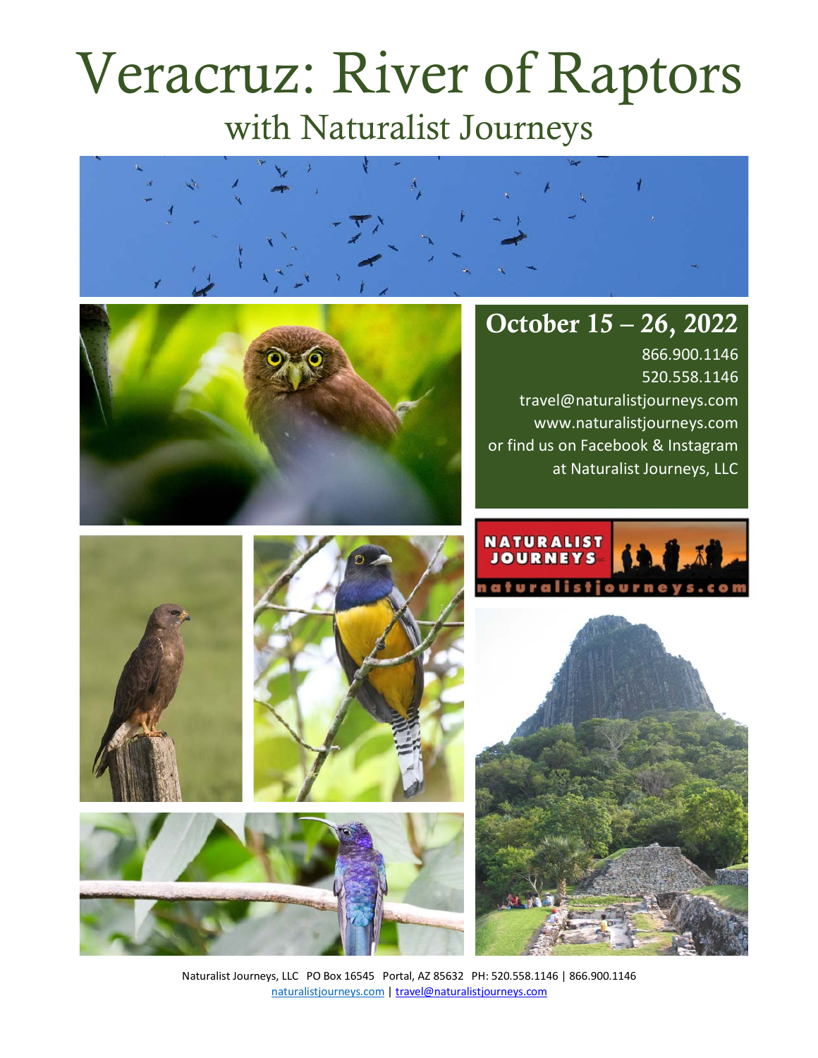# Veracruz: River of Raptors

## with Naturalist Journeys

## October 15 – 26, 2022

866.900.1146
520.558.1146
travel@naturalistjourneys.com
www.naturalistjourneys.com
or find us on Facebook & Instagram
at Naturalist Journeys, LLC

NATURALIST JOURNEYS
naturalistjourneys.com

Naturalist Journeys, LLC PO Box 16545 Portal, AZ 85632 PH: 520.558.1146 | 866.900.1146
naturalistjourneys.com | travel@naturalistjourneys.com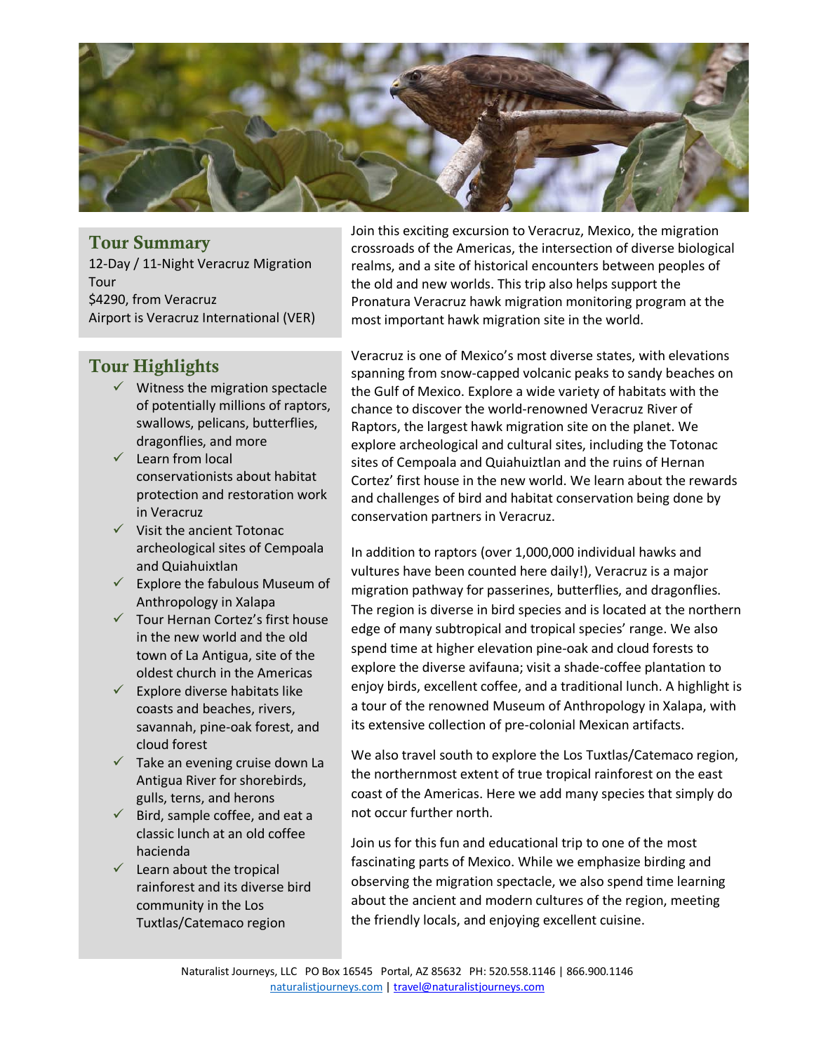## Tour Summary

12-Day / 11-Night Veracruz Migration Tour
$4290, from Veracruz
Airport is Veracruz International (VER)

## Tour Highlights

- ✓ Witness the migration spectacle of potentially millions of raptors, swallows, pelicans, butterflies, dragonflies, and more
- ✓ Learn from local conservationists about habitat protection and restoration work in Veracruz
- ✓ Visit the ancient Totonac archeological sites of Cempoala and Quiahuixtlan
- ✓ Explore the fabulous Museum of Anthropology in Xalapa
- ✓ Tour Hernan Cortez's first house in the new world and the old town of La Antigua, site of the oldest church in the Americas
- ✓ Explore diverse habitats like coasts and beaches, rivers, savannah, pine-oak forest, and cloud forest
- ✓ Take an evening cruise down La Antigua River for shorebirds, gulls, terns, and herons
- ✓ Bird, sample coffee, and eat a classic lunch at an old coffee hacienda
- ✓ Learn about the tropical rainforest and its diverse bird community in the Los Tuxtlas/Catemaco region

Join this exciting excursion to Veracruz, Mexico, the migration crossroads of the Americas, the intersection of diverse biological realms, and a site of historical encounters between peoples of the old and new worlds. This trip also helps support the Pronatura Veracruz hawk migration monitoring program at the most important hawk migration site in the world.

Veracruz is one of Mexico's most diverse states, with elevations spanning from snow-capped volcanic peaks to sandy beaches on the Gulf of Mexico. Explore a wide variety of habitats with the chance to discover the world-renowned Veracruz River of Raptors, the largest hawk migration site on the planet. We explore archeological and cultural sites, including the Totonac sites of Cempoala and Quiahuiztlan and the ruins of Hernan Cortez' first house in the new world. We learn about the rewards and challenges of bird and habitat conservation being done by conservation partners in Veracruz.

In addition to raptors (over 1,000,000 individual hawks and vultures have been counted here daily!), Veracruz is a major migration pathway for passerines, butterflies, and dragonflies. The region is diverse in bird species and is located at the northern edge of many subtropical and tropical species' range. We also spend time at higher elevation pine-oak and cloud forests to explore the diverse avifauna; visit a shade-coffee plantation to enjoy birds, excellent coffee, and a traditional lunch. A highlight is a tour of the renowned Museum of Anthropology in Xalapa, with its extensive collection of pre-colonial Mexican artifacts.

We also travel south to explore the Los Tuxtlas/Catemaco region, the northernmost extent of true tropical rainforest on the east coast of the Americas. Here we add many species that simply do not occur further north.

Join us for this fun and educational trip to one of the most fascinating parts of Mexico. While we emphasize birding and observing the migration spectacle, we also spend time learning about the ancient and modern cultures of the region, meeting the friendly locals, and enjoying excellent cuisine.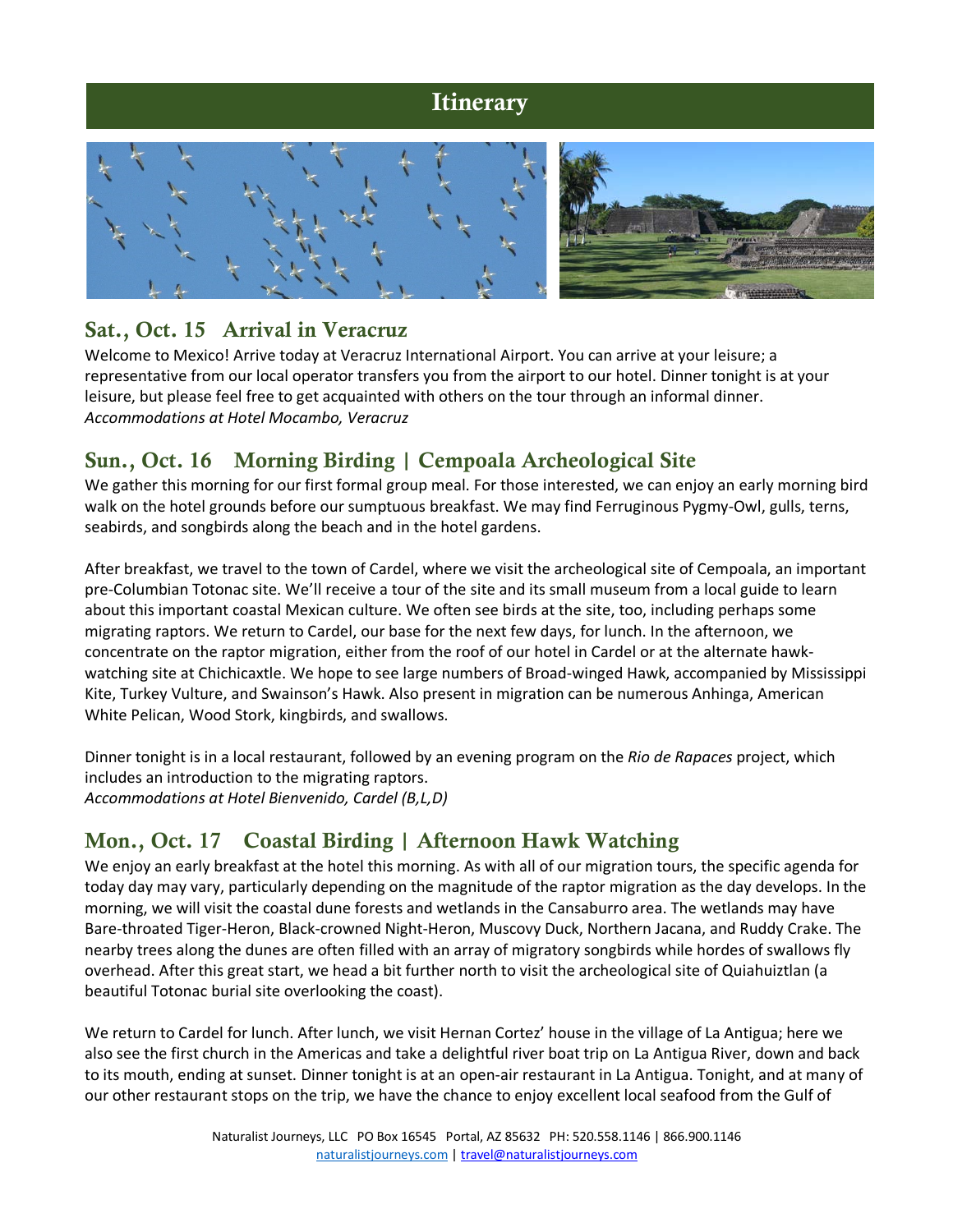# Itinerary

## Sat., Oct. 15 Arrival in Veracruz

Welcome to Mexico! Arrive today at Veracruz International Airport. You can arrive at your leisure; a representative from our local operator transfers you from the airport to our hotel. Dinner tonight is at your leisure, but please feel free to get acquainted with others on the tour through an informal dinner.
*Accommodations at Hotel Mocambo, Veracruz*

## Sun., Oct. 16 Morning Birding | Cempoala Archeological Site

We gather this morning for our first formal group meal. For those interested, we can enjoy an early morning bird walk on the hotel grounds before our sumptuous breakfast. We may find Ferruginous Pygmy-Owl, gulls, terns, seabirds, and songbirds along the beach and in the hotel gardens.

After breakfast, we travel to the town of Cardel, where we visit the archeological site of Cempoala, an important pre-Columbian Totonac site. We'll receive a tour of the site and its small museum from a local guide to learn about this important coastal Mexican culture. We often see birds at the site, too, including perhaps some migrating raptors. We return to Cardel, our base for the next few days, for lunch. In the afternoon, we concentrate on the raptor migration, either from the roof of our hotel in Cardel or at the alternate hawk-watching site at Chichicaxtle. We hope to see large numbers of Broad-winged Hawk, accompanied by Mississippi Kite, Turkey Vulture, and Swainson's Hawk. Also present in migration can be numerous Anhinga, American White Pelican, Wood Stork, kingbirds, and swallows.

Dinner tonight is in a local restaurant, followed by an evening program on the *Rio de Rapaces* project, which includes an introduction to the migrating raptors.
*Accommodations at Hotel Bienvenido, Cardel (B,L,D)*

## Mon., Oct. 17 Coastal Birding | Afternoon Hawk Watching

We enjoy an early breakfast at the hotel this morning. As with all of our migration tours, the specific agenda for today day may vary, particularly depending on the magnitude of the raptor migration as the day develops. In the morning, we will visit the coastal dune forests and wetlands in the Cansaburro area. The wetlands may have Bare-throated Tiger-Heron, Black-crowned Night-Heron, Muscovy Duck, Northern Jacana, and Ruddy Crake. The nearby trees along the dunes are often filled with an array of migratory songbirds while hordes of swallows fly overhead. After this great start, we head a bit further north to visit the archeological site of Quiahuiztlan (a beautiful Totonac burial site overlooking the coast).

We return to Cardel for lunch. After lunch, we visit Hernan Cortez' house in the village of La Antigua; here we also see the first church in the Americas and take a delightful river boat trip on La Antigua River, down and back to its mouth, ending at sunset. Dinner tonight is at an open-air restaurant in La Antigua. Tonight, and at many of our other restaurant stops on the trip, we have the chance to enjoy excellent local seafood from the Gulf of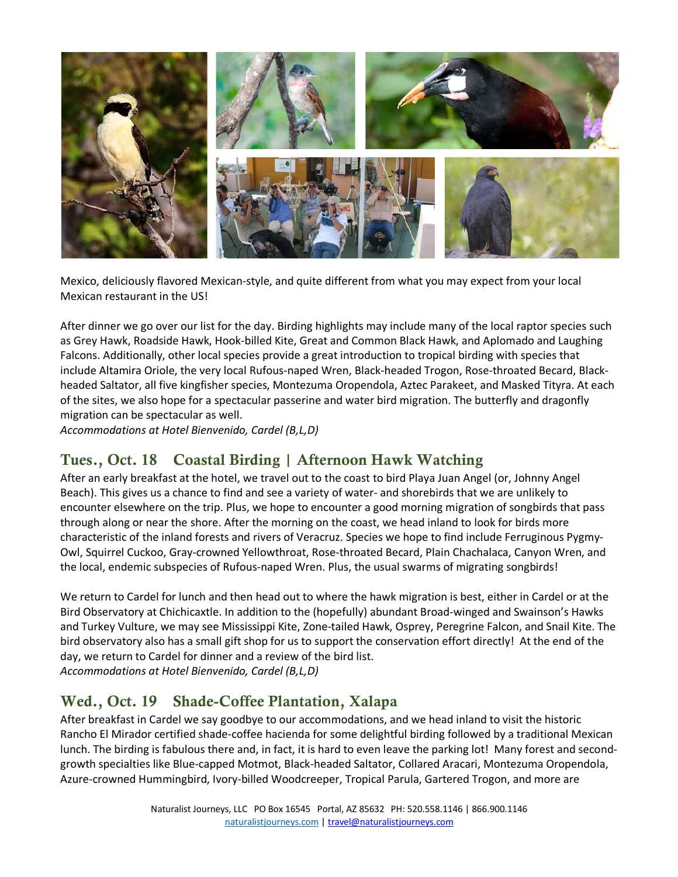Mexico, deliciously flavored Mexican-style, and quite different from what you may expect from your local Mexican restaurant in the US!

After dinner we go over our list for the day. Birding highlights may include many of the local raptor species such as Grey Hawk, Roadside Hawk, Hook-billed Kite, Great and Common Black Hawk, and Aplomado and Laughing Falcons. Additionally, other local species provide a great introduction to tropical birding with species that include Altamira Oriole, the very local Rufous-naped Wren, Black-headed Trogon, Rose-throated Becard, Black-headed Saltator, all five kingfisher species, Montezuma Oropendola, Aztec Parakeet, and Masked Tityra. At each of the sites, we also hope for a spectacular passerine and water bird migration. The butterfly and dragonfly migration can be spectacular as well.
*Accommodations at Hotel Bienvenido, Cardel (B,L,D)*

## Tues., Oct. 18 Coastal Birding | Afternoon Hawk Watching

After an early breakfast at the hotel, we travel out to the coast to bird Playa Juan Angel (or, Johnny Angel Beach). This gives us a chance to find and see a variety of water- and shorebirds that we are unlikely to encounter elsewhere on the trip. Plus, we hope to encounter a good morning migration of songbirds that pass through along or near the shore. After the morning on the coast, we head inland to look for birds more characteristic of the inland forests and rivers of Veracruz. Species we hope to find include Ferruginous Pygmy-Owl, Squirrel Cuckoo, Gray-crowned Yellowthroat, Rose-throated Becard, Plain Chachalaca, Canyon Wren, and the local, endemic subspecies of Rufous-naped Wren. Plus, the usual swarms of migrating songbirds!

We return to Cardel for lunch and then head out to where the hawk migration is best, either in Cardel or at the Bird Observatory at Chichicaxtle. In addition to the (hopefully) abundant Broad-winged and Swainson's Hawks and Turkey Vulture, we may see Mississippi Kite, Zone-tailed Hawk, Osprey, Peregrine Falcon, and Snail Kite. The bird observatory also has a small gift shop for us to support the conservation effort directly! At the end of the day, we return to Cardel for dinner and a review of the bird list.
*Accommodations at Hotel Bienvenido, Cardel (B,L,D)*

## Wed., Oct. 19 Shade-Coffee Plantation, Xalapa

After breakfast in Cardel we say goodbye to our accommodations, and we head inland to visit the historic Rancho El Mirador certified shade-coffee hacienda for some delightful birding followed by a traditional Mexican lunch. The birding is fabulous there and, in fact, it is hard to even leave the parking lot! Many forest and second-growth specialties like Blue-capped Motmot, Black-headed Saltator, Collared Aracari, Montezuma Oropendola, Azure-crowned Hummingbird, Ivory-billed Woodcreeper, Tropical Parula, Gartered Trogon, and more are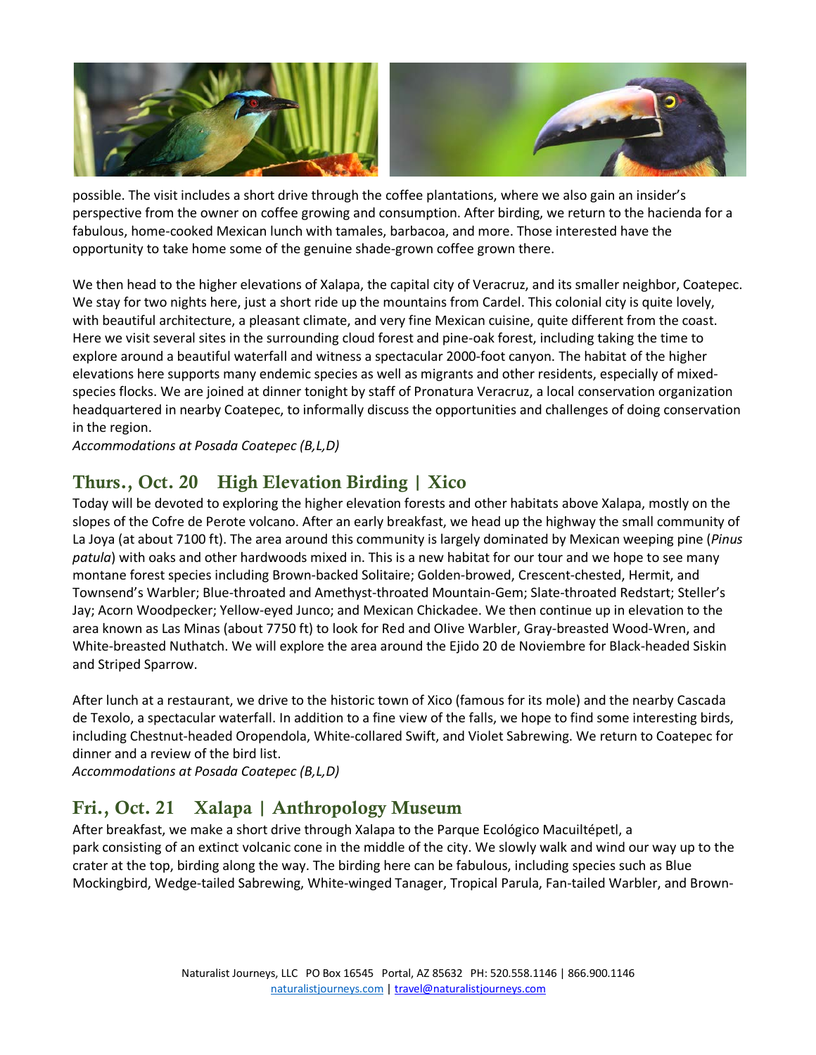possible. The visit includes a short drive through the coffee plantations, where we also gain an insider's perspective from the owner on coffee growing and consumption. After birding, we return to the hacienda for a fabulous, home-cooked Mexican lunch with tamales, barbacoa, and more. Those interested have the opportunity to take home some of the genuine shade-grown coffee grown there.

We then head to the higher elevations of Xalapa, the capital city of Veracruz, and its smaller neighbor, Coatepec. We stay for two nights here, just a short ride up the mountains from Cardel. This colonial city is quite lovely, with beautiful architecture, a pleasant climate, and very fine Mexican cuisine, quite different from the coast. Here we visit several sites in the surrounding cloud forest and pine-oak forest, including taking the time to explore around a beautiful waterfall and witness a spectacular 2000-foot canyon. The habitat of the higher elevations here supports many endemic species as well as migrants and other residents, especially of mixed-species flocks. We are joined at dinner tonight by staff of Pronatura Veracruz, a local conservation organization headquartered in nearby Coatepec, to informally discuss the opportunities and challenges of doing conservation in the region.
*Accommodations at Posada Coatepec (B,L,D)*

## Thurs., Oct. 20 High Elevation Birding | Xico

Today will be devoted to exploring the higher elevation forests and other habitats above Xalapa, mostly on the slopes of the Cofre de Perote volcano. After an early breakfast, we head up the highway the small community of La Joya (at about 7100 ft). The area around this community is largely dominated by Mexican weeping pine (*Pinus patula*) with oaks and other hardwoods mixed in. This is a new habitat for our tour and we hope to see many montane forest species including Brown-backed Solitaire; Golden-browed, Crescent-chested, Hermit, and Townsend's Warbler; Blue-throated and Amethyst-throated Mountain-Gem; Slate-throated Redstart; Steller's Jay; Acorn Woodpecker; Yellow-eyed Junco; and Mexican Chickadee. We then continue up in elevation to the area known as Las Minas (about 7750 ft) to look for Red and OIive Warbler, Gray-breasted Wood-Wren, and White-breasted Nuthatch. We will explore the area around the Ejido 20 de Noviembre for Black-headed Siskin and Striped Sparrow.

After lunch at a restaurant, we drive to the historic town of Xico (famous for its mole) and the nearby Cascada de Texolo, a spectacular waterfall. In addition to a fine view of the falls, we hope to find some interesting birds, including Chestnut-headed Oropendola, White-collared Swift, and Violet Sabrewing. We return to Coatepec for dinner and a review of the bird list.
*Accommodations at Posada Coatepec (B,L,D)*

## Fri., Oct. 21 Xalapa | Anthropology Museum

After breakfast, we make a short drive through Xalapa to the Parque Ecológico Macuiltépetl, a park consisting of an extinct volcanic cone in the middle of the city. We slowly walk and wind our way up to the crater at the top, birding along the way. The birding here can be fabulous, including species such as Blue Mockingbird, Wedge-tailed Sabrewing, White-winged Tanager, Tropical Parula, Fan-tailed Warbler, and Brown-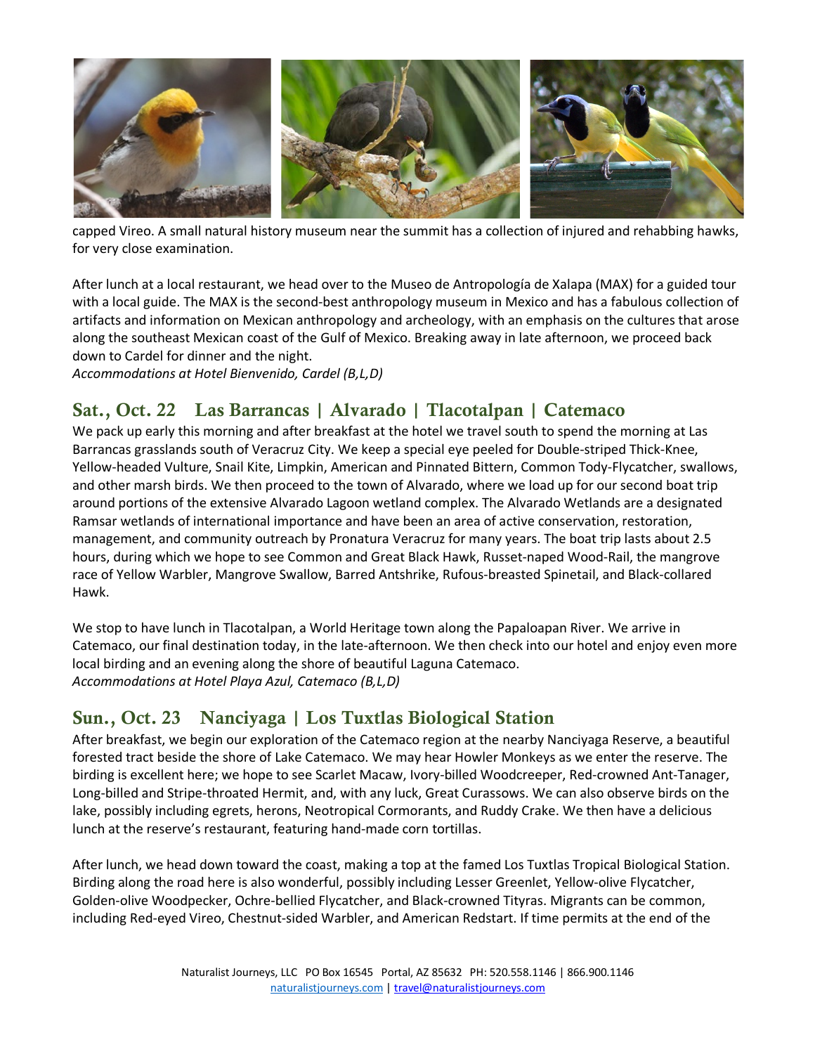capped Vireo. A small natural history museum near the summit has a collection of injured and rehabbing hawks, for very close examination.

After lunch at a local restaurant, we head over to the Museo de Antropología de Xalapa (MAX) for a guided tour with a local guide. The MAX is the second-best anthropology museum in Mexico and has a fabulous collection of artifacts and information on Mexican anthropology and archeology, with an emphasis on the cultures that arose along the southeast Mexican coast of the Gulf of Mexico. Breaking away in late afternoon, we proceed back down to Cardel for dinner and the night.
*Accommodations at Hotel Bienvenido, Cardel (B,L,D)*

## Sat., Oct. 22 Las Barrancas | Alvarado | Tlacotalpan | Catemaco

We pack up early this morning and after breakfast at the hotel we travel south to spend the morning at Las Barrancas grasslands south of Veracruz City. We keep a special eye peeled for Double-striped Thick-Knee, Yellow-headed Vulture, Snail Kite, Limpkin, American and Pinnated Bittern, Common Tody-Flycatcher, swallows, and other marsh birds. We then proceed to the town of Alvarado, where we load up for our second boat trip around portions of the extensive Alvarado Lagoon wetland complex. The Alvarado Wetlands are a designated Ramsar wetlands of international importance and have been an area of active conservation, restoration, management, and community outreach by Pronatura Veracruz for many years. The boat trip lasts about 2.5 hours, during which we hope to see Common and Great Black Hawk, Russet-naped Wood-Rail, the mangrove race of Yellow Warbler, Mangrove Swallow, Barred Antshrike, Rufous-breasted Spinetail, and Black-collared Hawk.

We stop to have lunch in Tlacotalpan, a World Heritage town along the Papaloapan River. We arrive in Catemaco, our final destination today, in the late-afternoon. We then check into our hotel and enjoy even more local birding and an evening along the shore of beautiful Laguna Catemaco.
*Accommodations at Hotel Playa Azul, Catemaco (B,L,D)*

## Sun., Oct. 23 Nanciyaga | Los Tuxtlas Biological Station

After breakfast, we begin our exploration of the Catemaco region at the nearby Nanciyaga Reserve, a beautiful forested tract beside the shore of Lake Catemaco. We may hear Howler Monkeys as we enter the reserve. The birding is excellent here; we hope to see Scarlet Macaw, Ivory-billed Woodcreeper, Red-crowned Ant-Tanager, Long-billed and Stripe-throated Hermit, and, with any luck, Great Curassows. We can also observe birds on the lake, possibly including egrets, herons, Neotropical Cormorants, and Ruddy Crake. We then have a delicious lunch at the reserve's restaurant, featuring hand-made corn tortillas.

After lunch, we head down toward the coast, making a top at the famed Los Tuxtlas Tropical Biological Station. Birding along the road here is also wonderful, possibly including Lesser Greenlet, Yellow-olive Flycatcher, Golden-olive Woodpecker, Ochre-bellied Flycatcher, and Black-crowned Tityras. Migrants can be common, including Red-eyed Vireo, Chestnut-sided Warbler, and American Redstart. If time permits at the end of the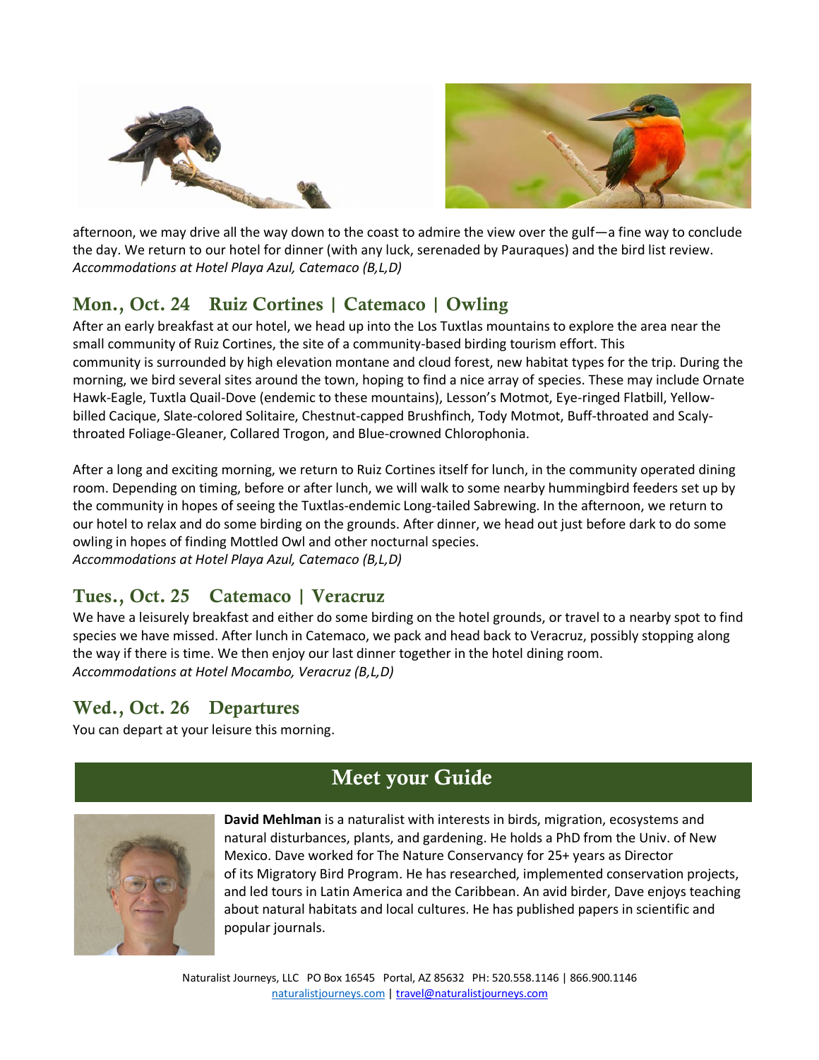afternoon, we may drive all the way down to the coast to admire the view over the gulf—a fine way to conclude the day. We return to our hotel for dinner (with any luck, serenaded by Pauraques) and the bird list review.
*Accommodations at Hotel Playa Azul, Catemaco (B,L,D)*

## Mon., Oct. 24 Ruiz Cortines | Catemaco | Owling

After an early breakfast at our hotel, we head up into the Los Tuxtlas mountains to explore the area near the small community of Ruiz Cortines, the site of a community-based birding tourism effort. This community is surrounded by high elevation montane and cloud forest, new habitat types for the trip. During the morning, we bird several sites around the town, hoping to find a nice array of species. These may include Ornate Hawk-Eagle, Tuxtla Quail-Dove (endemic to these mountains), Lesson's Motmot, Eye-ringed Flatbill, Yellow-billed Cacique, Slate-colored Solitaire, Chestnut-capped Brushfinch, Tody Motmot, Buff-throated and Scaly-throated Foliage-Gleaner, Collared Trogon, and Blue-crowned Chlorophonia.

After a long and exciting morning, we return to Ruiz Cortines itself for lunch, in the community operated dining room. Depending on timing, before or after lunch, we will walk to some nearby hummingbird feeders set up by the community in hopes of seeing the Tuxtlas-endemic Long-tailed Sabrewing. In the afternoon, we return to our hotel to relax and do some birding on the grounds. After dinner, we head out just before dark to do some owling in hopes of finding Mottled Owl and other nocturnal species.
*Accommodations at Hotel Playa Azul, Catemaco (B,L,D)*

## Tues., Oct. 25 Catemaco | Veracruz

We have a leisurely breakfast and either do some birding on the hotel grounds, or travel to a nearby spot to find species we have missed. After lunch in Catemaco, we pack and head back to Veracruz, possibly stopping along the way if there is time. We then enjoy our last dinner together in the hotel dining room.
*Accommodations at Hotel Mocambo, Veracruz (B,L,D)*

## Wed., Oct. 26 Departures

You can depart at your leisure this morning.

# Meet your Guide

**David Mehlman** is a naturalist with interests in birds, migration, ecosystems and natural disturbances, plants, and gardening. He holds a PhD from the Univ. of New Mexico. Dave worked for The Nature Conservancy for 25+ years as Director of its Migratory Bird Program. He has researched, implemented conservation projects, and led tours in Latin America and the Caribbean. An avid birder, Dave enjoys teaching about natural habitats and local cultures. He has published papers in scientific and popular journals.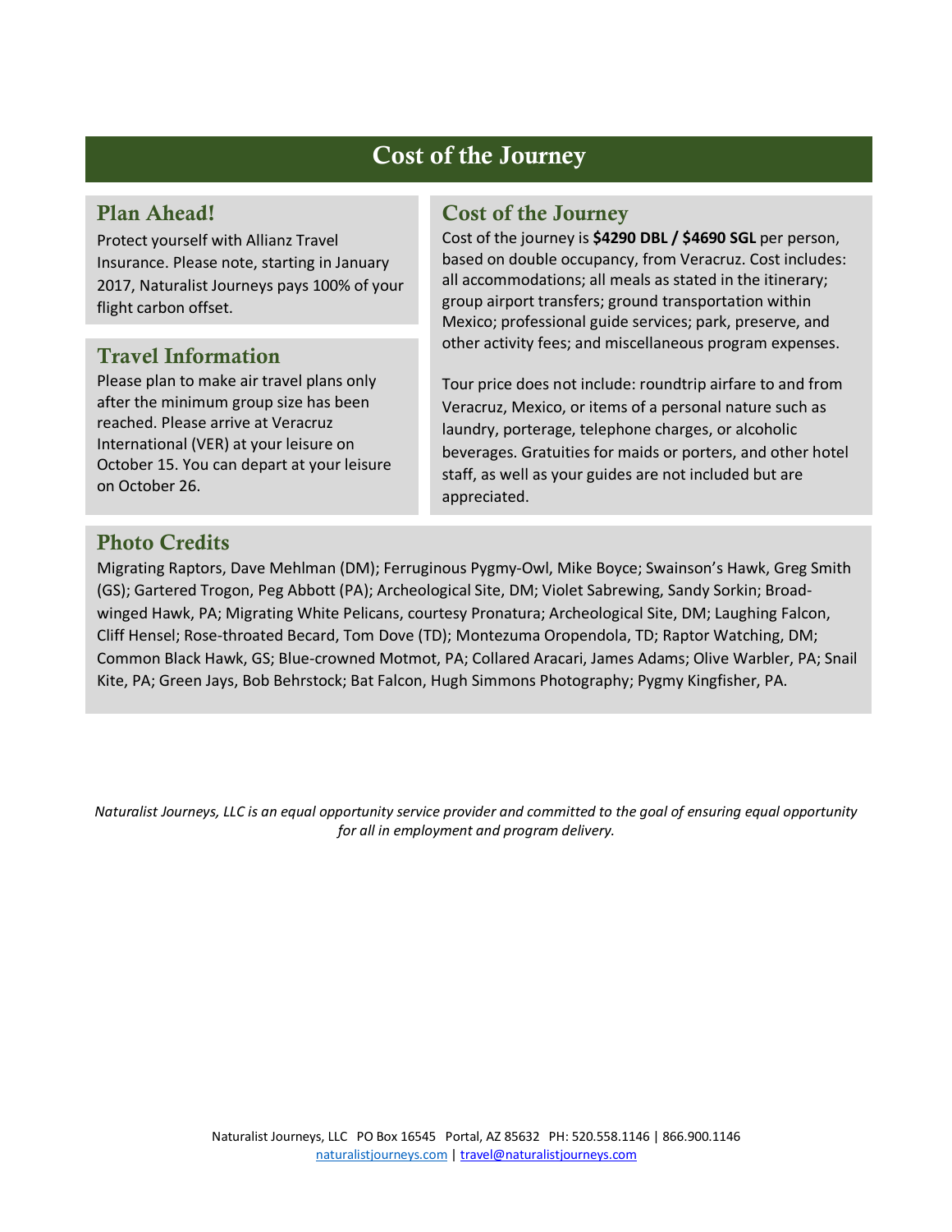# Cost of the Journey

## Plan Ahead!

Protect yourself with Allianz Travel Insurance. Please note, starting in January 2017, Naturalist Journeys pays 100% of your flight carbon offset.

## Travel Information

Please plan to make air travel plans only after the minimum group size has been reached. Please arrive at Veracruz International (VER) at your leisure on October 15. You can depart at your leisure on October 26.

## Cost of the Journey

Cost of the journey is **$4290 DBL / $4690 SGL** per person, based on double occupancy, from Veracruz. Cost includes: all accommodations; all meals as stated in the itinerary; group airport transfers; ground transportation within Mexico; professional guide services; park, preserve, and other activity fees; and miscellaneous program expenses.

Tour price does not include: roundtrip airfare to and from Veracruz, Mexico, or items of a personal nature such as laundry, porterage, telephone charges, or alcoholic beverages. Gratuities for maids or porters, and other hotel staff, as well as your guides are not included but are appreciated.

## Photo Credits

Migrating Raptors, Dave Mehlman (DM); Ferruginous Pygmy-Owl, Mike Boyce; Swainson's Hawk, Greg Smith (GS); Gartered Trogon, Peg Abbott (PA); Archeological Site, DM; Violet Sabrewing, Sandy Sorkin; Broad-winged Hawk, PA; Migrating White Pelicans, courtesy Pronatura; Archeological Site, DM; Laughing Falcon, Cliff Hensel; Rose-throated Becard, Tom Dove (TD); Montezuma Oropendola, TD; Raptor Watching, DM; Common Black Hawk, GS; Blue-crowned Motmot, PA; Collared Aracari, James Adams; Olive Warbler, PA; Snail Kite, PA; Green Jays, Bob Behrstock; Bat Falcon, Hugh Simmons Photography; Pygmy Kingfisher, PA.

*Naturalist Journeys, LLC is an equal opportunity service provider and committed to the goal of ensuring equal opportunity for all in employment and program delivery.*

Naturalist Journeys, LLC PO Box 16545 Portal, AZ 85632 PH: 520.558.1146 | 866.900.1146
naturalistjourneys.com | travel@naturalistjourneys.com